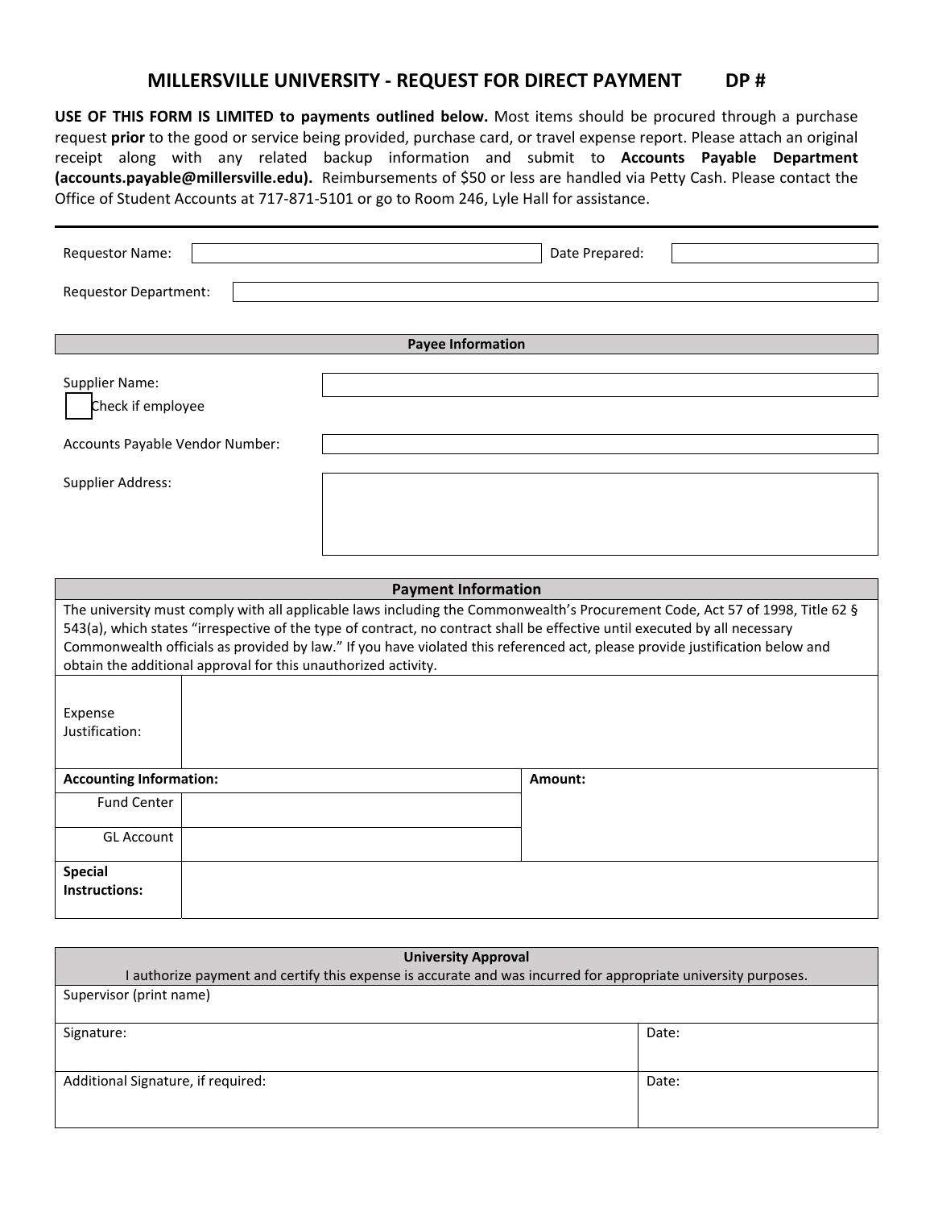# MILLERSVILLE UNIVERSITY - REQUEST FOR DIRECT PAYMENT DP #

**USE OF THIS FORM IS LIMITED to payments outlined below.** Most items should be procured through a purchase request **prior** to the good or service being provided, purchase card, or travel expense report. Please attach an original receipt along with any related backup information and submit to **Accounts Payable Department (accounts.payable@millersville.edu).** Reimbursements of $50 or less are handled via Petty Cash. Please contact the Office of Student Accounts at 717-871-5101 or go to Room 246, Lyle Hall for assistance.

---

Requestor Name: ____________________ Date Prepared: ____________________

Requestor Department: ____________________

## Payee Information

Supplier Name: ____________________

☐ Check if employee

Accounts Payable Vendor Number: ____________________

Supplier Address: ____________________

## Payment Information

The university must comply with all applicable laws including the Commonwealth's Procurement Code, Act 57 of 1998, Title 62 § 543(a), which states "irrespective of the type of contract, no contract shall be effective until executed by all necessary Commonwealth officials as provided by law." If you have violated this referenced act, please provide justification below and obtain the additional approval for this unauthorized activity.

| Expense Justification: | | |
|---|---|---|
| **Accounting Information:** | | **Amount:** |
| Fund Center | | |
| GL Account | | |
| **Special Instructions:** | | |

## University Approval

I authorize payment and certify this expense is accurate and was incurred for appropriate university purposes.

| Supervisor (print name) | |
|---|---|
| Signature: | Date: |
| Additional Signature, if required: | Date: |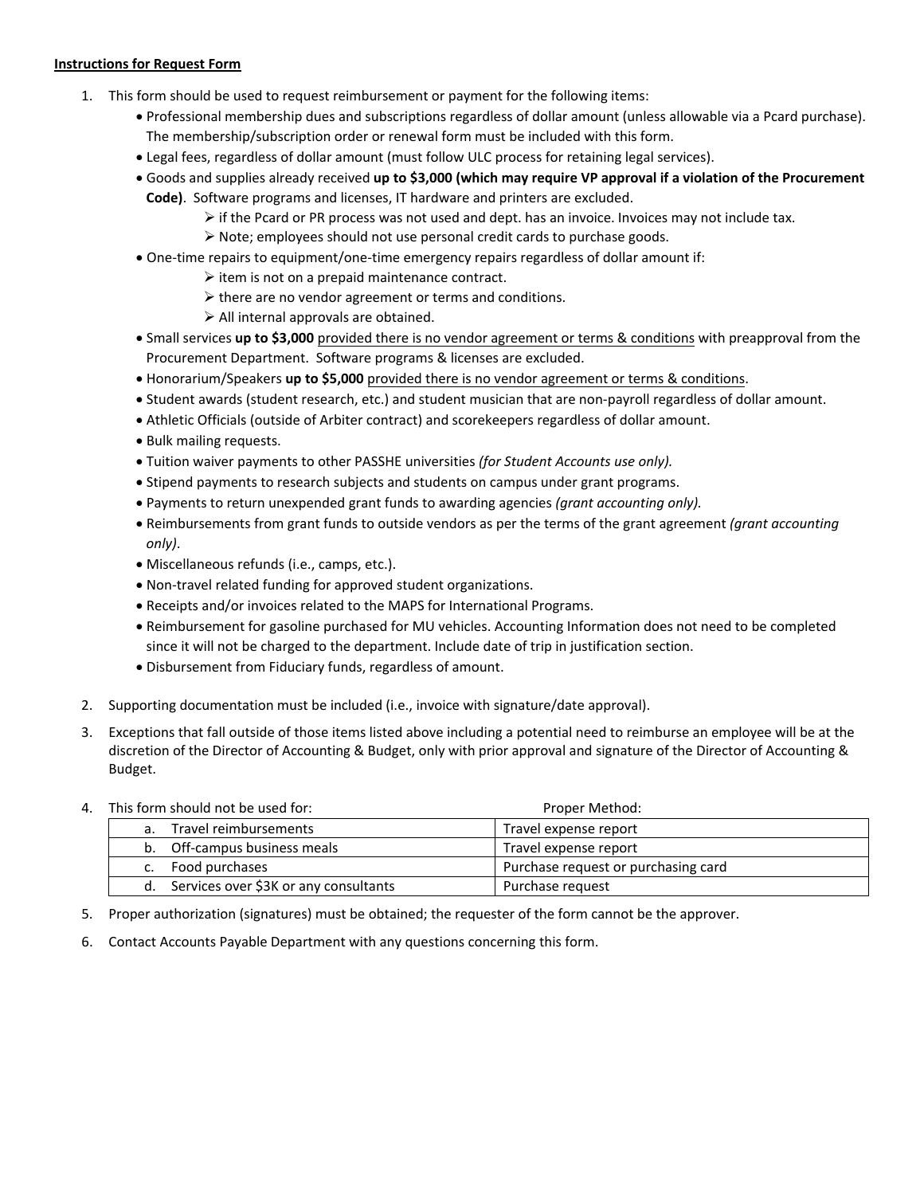**<u>Instructions for Request Form</u>**

1. This form should be used to request reimbursement or payment for the following items:
   - Professional membership dues and subscriptions regardless of dollar amount (unless allowable via a Pcard purchase). The membership/subscription order or renewal form must be included with this form.
   - Legal fees, regardless of dollar amount (must follow ULC process for retaining legal services).
   - Goods and supplies already received **up to $3,000 (which may require VP approval if a violation of the Procurement Code)**. Software programs and licenses, IT hardware and printers are excluded.
     - ➢ if the Pcard or PR process was not used and dept. has an invoice. Invoices may not include tax.
     - ➢ Note; employees should not use personal credit cards to purchase goods.
   - One-time repairs to equipment/one-time emergency repairs regardless of dollar amount if:
     - ➢ item is not on a prepaid maintenance contract.
     - ➢ there are no vendor agreement or terms and conditions.
     - ➢ All internal approvals are obtained.
   - Small services **up to $3,000** <u>provided there is no vendor agreement or terms & conditions</u> with preapproval from the Procurement Department. Software programs & licenses are excluded.
   - Honorarium/Speakers **up to $5,000** <u>provided there is no vendor agreement or terms & conditions</u>.
   - Student awards (student research, etc.) and student musician that are non-payroll regardless of dollar amount.
   - Athletic Officials (outside of Arbiter contract) and scorekeepers regardless of dollar amount.
   - Bulk mailing requests.
   - Tuition waiver payments to other PASSHE universities *(for Student Accounts use only).*
   - Stipend payments to research subjects and students on campus under grant programs.
   - Payments to return unexpended grant funds to awarding agencies *(grant accounting only).*
   - Reimbursements from grant funds to outside vendors as per the terms of the grant agreement *(grant accounting only)*.
   - Miscellaneous refunds (i.e., camps, etc.).
   - Non-travel related funding for approved student organizations.
   - Receipts and/or invoices related to the MAPS for International Programs.
   - Reimbursement for gasoline purchased for MU vehicles. Accounting Information does not need to be completed since it will not be charged to the department. Include date of trip in justification section.
   - Disbursement from Fiduciary funds, regardless of amount.

2. Supporting documentation must be included (i.e., invoice with signature/date approval).

3. Exceptions that fall outside of those items listed above including a potential need to reimburse an employee will be at the discretion of the Director of Accounting & Budget, only with prior approval and signature of the Director of Accounting & Budget.

4. This form should not be used for:

| This form should not be used for: | Proper Method: |
|---|---|
| a. Travel reimbursements | Travel expense report |
| b. Off-campus business meals | Travel expense report |
| c. Food purchases | Purchase request or purchasing card |
| d. Services over $3K or any consultants | Purchase request |

5. Proper authorization (signatures) must be obtained; the requester of the form cannot be the approver.

6. Contact Accounts Payable Department with any questions concerning this form.